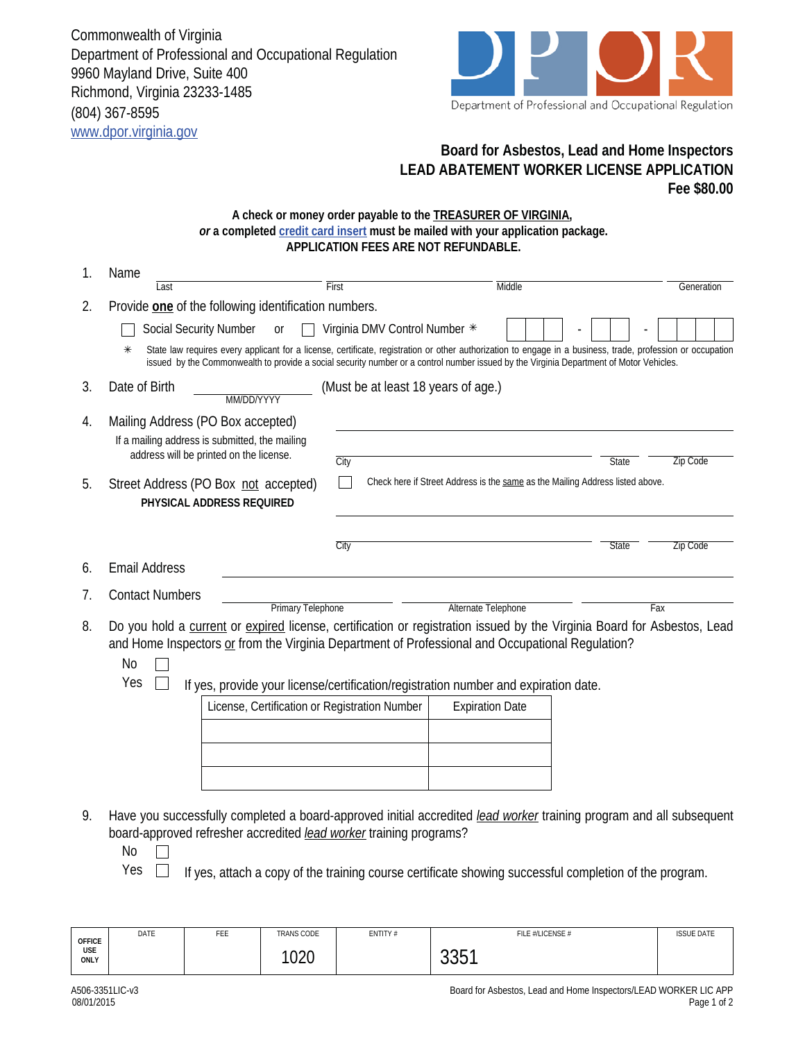Commonwealth of Virginia
Department of Professional and Occupational Regulation
9960 Mayland Drive, Suite 400
Richmond, Virginia 23233-1485
(804) 367-8595
www.dpor.virginia.gov

DPOR
Department of Professional and Occupational Regulation

**Board for Asbestos, Lead and Home Inspectors**
**LEAD ABATEMENT WORKER LICENSE APPLICATION**
**Fee $80.00**

**A check or money order payable to the TREASURER OF VIRGINIA,**
***or* a completed credit card insert must be mailed with your application package.**
**APPLICATION FEES ARE NOT REFUNDABLE.**

1. Name \_\_\_\_\_\_\_\_\_\_ Last \_\_\_\_\_\_\_\_\_\_ First \_\_\_\_\_\_\_\_\_\_ Middle \_\_\_\_\_\_\_\_\_\_ Generation

2. Provide **one** of the following identification numbers.

   ☐ Social Security Number or ☐ Virginia DMV Control Number ✳ [ ][ ][ ] - [ ][ ] - [ ][ ][ ][ ]

   ✳ State law requires every applicant for a license, certificate, registration or other authorization to engage in a business, trade, profession or occupation issued by the Commonwealth to provide a social security number or a control number issued by the Virginia Department of Motor Vehicles.

3. Date of Birth \_\_\_\_\_\_\_\_\_\_ MM/DD/YYYY (Must be at least 18 years of age.)

4. Mailing Address (PO Box accepted)

   If a mailing address is submitted, the mailing address will be printed on the license.

   \_\_\_\_\_\_\_\_\_\_\_\_\_\_\_\_\_\_\_\_

   City \_\_\_\_\_\_\_\_\_\_ State \_\_\_\_\_\_\_\_\_\_ Zip Code \_\_\_\_\_\_\_\_\_\_

5. Street Address (PO Box not accepted)
   **PHYSICAL ADDRESS REQUIRED**

   ☐ Check here if Street Address is the same as the Mailing Address listed above.

   \_\_\_\_\_\_\_\_\_\_\_\_\_\_\_\_\_\_\_\_

   City \_\_\_\_\_\_\_\_\_\_ State \_\_\_\_\_\_\_\_\_\_ Zip Code \_\_\_\_\_\_\_\_\_\_

6. Email Address \_\_\_\_\_\_\_\_\_\_\_\_\_\_\_\_\_\_\_\_

7. Contact Numbers \_\_\_\_\_\_\_\_\_\_ Primary Telephone \_\_\_\_\_\_\_\_\_\_ Alternate Telephone \_\_\_\_\_\_\_\_\_\_ Fax

8. Do you hold a current or expired license, certification or registration issued by the Virginia Board for Asbestos, Lead and Home Inspectors or from the Virginia Department of Professional and Occupational Regulation?

   No ☐
   Yes ☐ If yes, provide your license/certification/registration number and expiration date.

| License, Certification or Registration Number | Expiration Date |
|---|---|
| | |
| | |
| | |

9. Have you successfully completed a board-approved initial accredited *lead worker* training program and all subsequent board-approved refresher accredited *lead worker* training programs?

   No ☐
   Yes ☐ If yes, attach a copy of the training course certificate showing successful completion of the program.

| OFFICE USE ONLY | DATE | FEE | TRANS CODE | ENTITY # | FILE #/LICENSE # | ISSUE DATE |
|---|---|---|---|---|---|---|
| | | | 1020 | | 3351 | |

A506-3351LIC-v3
08/01/2015

Board for Asbestos, Lead and Home Inspectors/LEAD WORKER LIC APP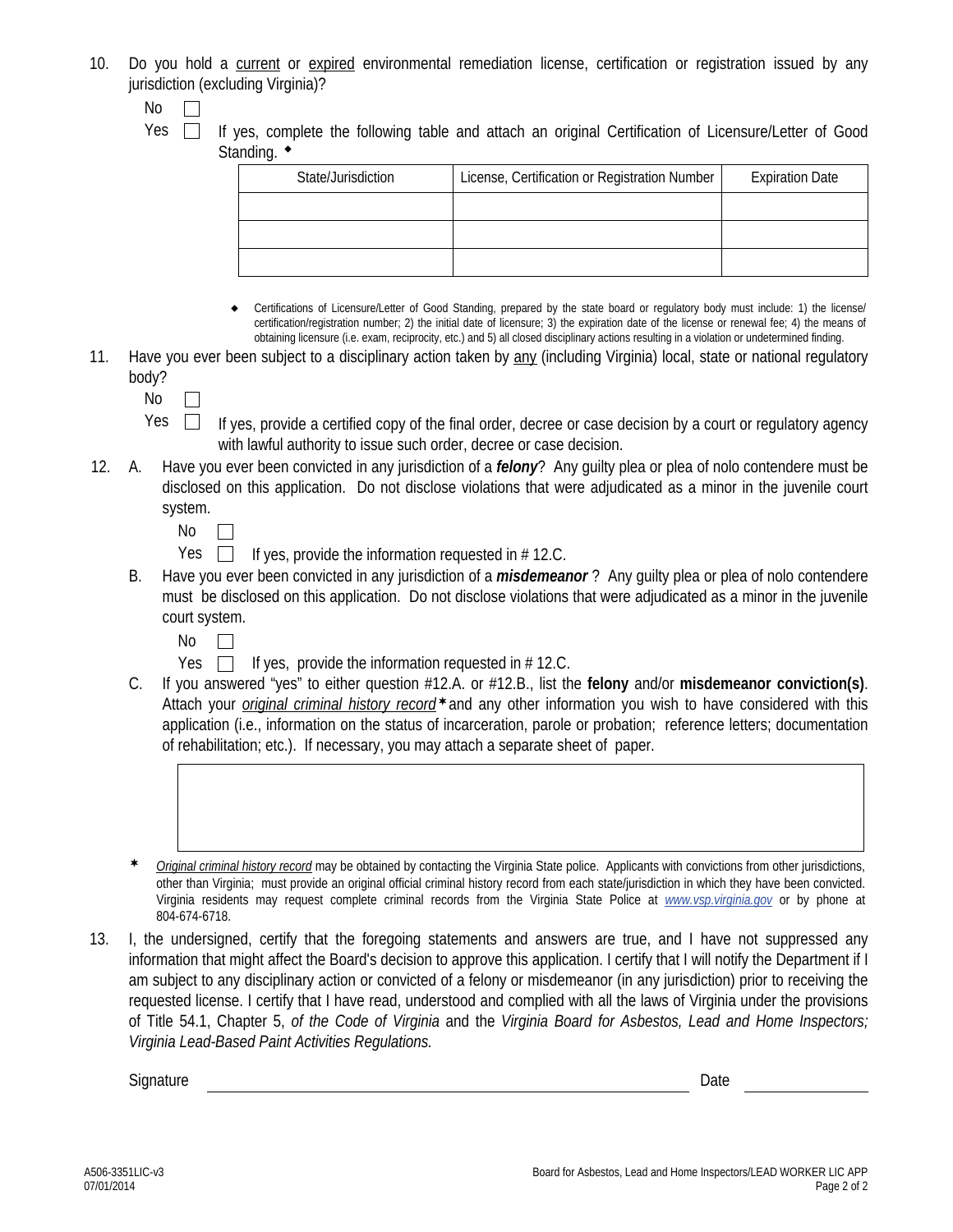10. Do you hold a current or expired environmental remediation license, certification or registration issued by any jurisdiction (excluding Virginia)?

No ☐

Yes ☐ If yes, complete the following table and attach an original Certification of Licensure/Letter of Good Standing. ◆

| State/Jurisdiction | License, Certification or Registration Number | Expiration Date |
| --- | --- | --- |
| | | |
| | | |
| | | |

◆ Certifications of Licensure/Letter of Good Standing, prepared by the state board or regulatory body must include: 1) the license/ certification/registration number; 2) the initial date of licensure; 3) the expiration date of the license or renewal fee; 4) the means of obtaining licensure (i.e. exam, reciprocity, etc.) and 5) all closed disciplinary actions resulting in a violation or undetermined finding.

11. Have you ever been subject to a disciplinary action taken by any (including Virginia) local, state or national regulatory body?

No ☐

Yes ☐ If yes, provide a certified copy of the final order, decree or case decision by a court or regulatory agency with lawful authority to issue such order, decree or case decision.

12. A. Have you ever been convicted in any jurisdiction of a ***felony***? Any guilty plea or plea of nolo contendere must be disclosed on this application. Do not disclose violations that were adjudicated as a minor in the juvenile court system.

No ☐

Yes ☐ If yes, provide the information requested in # 12.C.

B. Have you ever been convicted in any jurisdiction of a ***misdemeanor*** ? Any guilty plea or plea of nolo contendere must be disclosed on this application. Do not disclose violations that were adjudicated as a minor in the juvenile court system.

No ☐

Yes ☐ If yes, provide the information requested in # 12.C.

C. If you answered "yes" to either question #12.A. or #12.B., list the **felony** and/or **misdemeanor conviction(s)**. Attach your *original criminal history record* ✶ and any other information you wish to have considered with this application (i.e., information on the status of incarceration, parole or probation; reference letters; documentation of rehabilitation; etc.). If necessary, you may attach a separate sheet of paper.

| |
| --- |
| |

✶ *Original criminal history record* may be obtained by contacting the Virginia State police. Applicants with convictions from other jurisdictions, other than Virginia; must provide an original official criminal history record from each state/jurisdiction in which they have been convicted. Virginia residents may request complete criminal records from the Virginia State Police at *www.vsp.virginia.gov* or by phone at 804-674-6718.

13. I, the undersigned, certify that the foregoing statements and answers are true, and I have not suppressed any information that might affect the Board's decision to approve this application. I certify that I will notify the Department if I am subject to any disciplinary action or convicted of a felony or misdemeanor (in any jurisdiction) prior to receiving the requested license. I certify that I have read, understood and complied with all the laws of Virginia under the provisions of Title 54.1, Chapter 5, *of the Code of Virginia* and the *Virginia Board for Asbestos, Lead and Home Inspectors; Virginia Lead-Based Paint Activities Regulations.*

Signature ______________________________ Date ______________

A506-3351LIC-v3
07/01/2014

Board for Asbestos, Lead and Home Inspectors/LEAD WORKER LIC APP